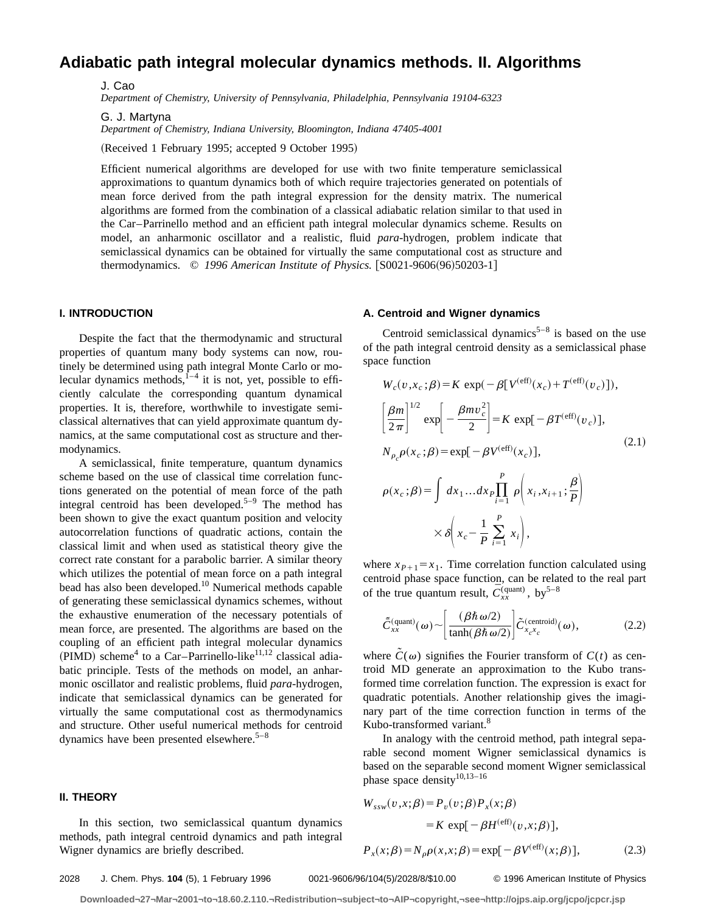# Adiabatic path integral molecular dynamics methods. II. Algorithms

J. Cao

*Department of Chemistry, University of Pennsylvania, Philadelphia, Pennsylvania 19104-6323*

G. J. Martyna

*Department of Chemistry, Indiana University, Bloomington, Indiana 47405-4001*

(Received 1 February 1995; accepted 9 October 1995)

Efficient numerical algorithms are developed for use with two finite temperature semiclassical approximations to quantum dynamics both of which require trajectories generated on potentials of mean force derived from the path integral expression for the density matrix. The numerical algorithms are formed from the combination of a classical adiabatic relation similar to that used in the Car–Parrinello method and an efficient path integral molecular dynamics scheme. Results on model, an anharmonic oscillator and a realistic, fluid *para*-hydrogen, problem indicate that semiclassical dynamics can be obtained for virtually the same computational cost as structure and thermodynamics. © *1996 American Institute of Physics.* [S0021-9606(96)50203-1]

## I. INTRODUCTION

Despite the fact that the thermodynamic and structural properties of quantum many body systems can now, routinely be determined using path integral Monte Carlo or molecular dynamics methods,[1–4] it is not, yet, possible to efficiently calculate the corresponding quantum dynamical properties. It is, therefore, worthwhile to investigate semiclassical alternatives that can yield approximate quantum dynamics, at the same computational cost as structure and thermodynamics.

A semiclassical, finite temperature, quantum dynamics scheme based on the use of classical time correlation functions generated on the potential of mean force of the path integral centroid has been developed.[5–9] The method has been shown to give the exact quantum position and velocity autocorrelation functions of quadratic actions, contain the classical limit and when used as statistical theory give the correct rate constant for a parabolic barrier. A similar theory which utilizes the potential of mean force on a path integral bead has also been developed.[10] Numerical methods capable of generating these semiclassical dynamics schemes, without the exhaustive enumeration of the necessary potentials of mean force, are presented. The algorithms are based on the coupling of an efficient path integral molecular dynamics (PIMD) scheme[4] to a Car–Parrinello-like[11,12] classical adiabatic principle. Tests of the methods on model, an anharmonic oscillator and realistic problems, fluid *para*-hydrogen, indicate that semiclassical dynamics can be generated for virtually the same computational cost as thermodynamics and structure. Other useful numerical methods for centroid dynamics have been presented elsewhere.[5–8]

## II. THEORY

In this section, two semiclassical quantum dynamics methods, path integral centroid dynamics and path integral Wigner dynamics are briefly described.

### A. Centroid and Wigner dynamics

Centroid semiclassical dynamics[5–8] is based on the use of the path integral centroid density as a semiclassical phase space function

$$
\begin{aligned}
&W_c(v,x_c;\beta)=K\ \exp(-\beta[V^{(\mathrm{eff})}(x_c)+T^{(\mathrm{eff})}(v_c)]),\\
&\left[\frac{\beta m}{2\pi}\right]^{1/2}\exp\left[-\frac{\beta m v_c^2}{2}\right]=K\ \exp[-\beta T^{(\mathrm{eff})}(v_c)],\\
&N_{\rho_c}\rho(x_c;\beta)=\exp[-\beta V^{(\mathrm{eff})}(x_c)],\\
&\rho(x_c;\beta)=\int dx_1\ldots dx_P\prod_{i=1}^{P}\rho\left(x_i,x_{i+1};\frac{\beta}{P}\right)\\
&\qquad\times\delta\left(x_c-\frac{1}{P}\sum_{i=1}^{P}x_i\right),
\end{aligned}
\tag{2.1}
$$

where $x_{P+1}=x_1$. Time correlation function calculated using centroid phase space function, can be related to the real part of the true quantum result, $\tilde{\bar{C}}_{xx}^{(\mathrm{quant})}$, by[5–8]

$$
\tilde{\bar{C}}_{xx}^{(\mathrm{quant})}(\omega)\sim\left[\frac{(\beta\hbar\omega/2)}{\tanh(\beta\hbar\omega/2)}\right]\tilde{C}_{x_cx_c}^{(\mathrm{centroid})}(\omega),
\tag{2.2}
$$

where $\tilde{C}(\omega)$ signifies the Fourier transform of $C(t)$ as centroid MD generate an approximation to the Kubo transformed time correlation function. The expression is exact for quadratic potentials. Another relationship gives the imaginary part of the time correction function in terms of the Kubo-transformed variant.[8]

In analogy with the centroid method, path integral separable second moment Wigner semiclassical dynamics is based on the separable second moment Wigner semiclassical phase space density[10,13–16]

$$
\begin{aligned}
W_{ssw}(v,x;\beta)&=P_v(v;\beta)P_x(x;\beta)\\
&=K\ \exp[-\beta H^{(\mathrm{eff})}(v,x;\beta)],\\
P_x(x;\beta)&=N_\rho\rho(x,x;\beta)=\exp[-\beta V^{(\mathrm{eff})}(x;\beta)],
\end{aligned}
\tag{2.3}
$$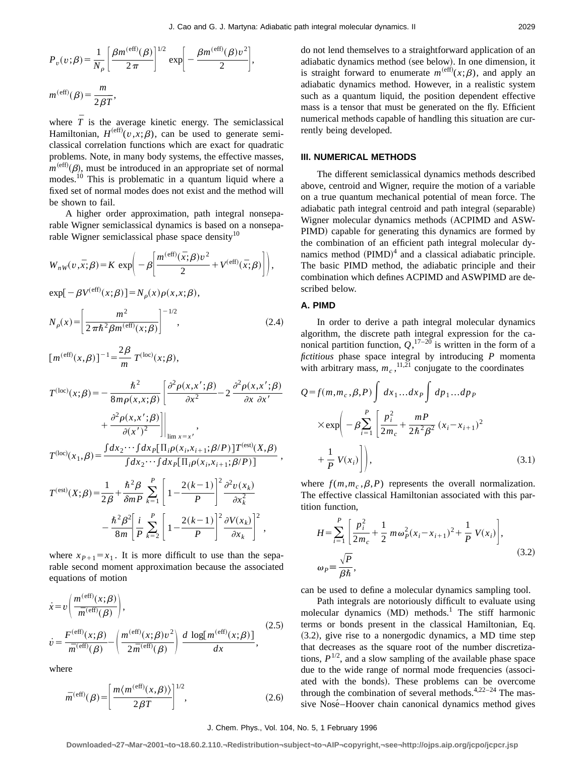$$P_v(v;\beta)=\frac{1}{N_\rho}\left[\frac{\beta m^{(\mathrm{eff})}(\beta)}{2\pi}\right]^{1/2}\exp\left[-\frac{\beta m^{(\mathrm{eff})}(\beta)v^2}{2}\right],$$

$$m^{(\mathrm{eff})}(\beta)=\frac{m}{2\beta\bar{T}},$$

where $\bar{T}$ is the average kinetic energy. The semiclassical Hamiltonian, $H^{(\mathrm{eff})}(v,x;\beta)$, can be used to generate semiclassical correlation functions which are exact for quadratic problems. Note, in many body systems, the effective masses, $m^{(\mathrm{eff})}(\beta)$, must be introduced in an appropriate set of normal modes.[10] This is problematic in a quantum liquid where a fixed set of normal modes does not exist and the method will be shown to fail.

A higher order approximation, path integral nonseparable Wigner semiclassical dynamics is based on a nonseparable Wigner semiclassical phase space density[10]

$$W_{nW}(v,\bar{x};\beta)=K\exp\left(-\beta\left[\frac{m^{(\mathrm{eff})}(\bar{x};\beta)v^2}{2}+V^{(\mathrm{eff})}(\bar{x};\beta)\right]\right),$$

$$\exp[-\beta V^{(\mathrm{eff})}(x;\beta)]=N_\rho(x)\rho(x,x;\beta),$$

$$N_\rho(x)=\left[\frac{m^2}{2\pi\hbar^2\beta m^{(\mathrm{eff})}(x;\beta)}\right]^{-1/2}, \tag{2.4}$$

$$[m^{(\mathrm{eff})}(x,\beta)]^{-1}=\frac{2\beta}{m}\,T^{(\mathrm{loc})}(x;\beta),$$

$$T^{(\mathrm{loc})}(x;\beta)=-\frac{\hbar^2}{8m\rho(x,x;\beta)}\left[\frac{\partial^2\rho(x,x';\beta)}{\partial x^2}-2\,\frac{\partial^2\rho(x,x';\beta)}{\partial x\,\partial x'}+\frac{\partial^2\rho(x,x';\beta)}{\partial(x')^2}\right]\Bigg|_{\lim x=x'},$$

$$T^{(\mathrm{loc})}(x_1,\beta)=\frac{\int dx_2\cdots\int dx_P[\Pi_i\rho(x_i,x_{i+1};\beta/P)]T^{(\mathrm{est})}(X,\beta)}{\int dx_2\cdots\int dx_P[\Pi_i\rho(x_i,x_{i+1};\beta/P)]},$$

$$T^{(\mathrm{est})}(X;\beta)=\frac{1}{2\beta}+\frac{\hbar^2\beta}{\delta mP}\sum_{k=1}^{P}\left[1-\frac{2(k-1)}{P}\right]^2\frac{\partial^2 v(x_k)}{\partial x_k^2}-\frac{\hbar^2\beta^2}{8m}\left[\frac{i}{P}\sum_{k=2}^{P}\left[1-\frac{2(k-1)}{P}\right]^2\frac{\partial V(x_k)}{\partial x_k}\right]^2,$$

where $x_{P+1}=x_1$. It is more difficult to use than the separable second moment approximation because the associated equations of motion

$$\dot{x}=v\left(\frac{m^{(\mathrm{eff})}(x;\beta)}{\bar{m}^{(\mathrm{eff})}(\beta)}\right),$$

$$\dot{v}=\frac{F^{(\mathrm{eff})}(x;\beta)}{\bar{m}^{(\mathrm{eff})}(\beta)}-\left(\frac{m^{(\mathrm{eff})}(x;\beta)v^2}{2\bar{m}^{(\mathrm{eff})}(\beta)}\right)\frac{d\,\log[m^{(\mathrm{eff})}(x;\beta)]}{dx}, \tag{2.5}$$

where

$$\bar{m}^{(\mathrm{eff})}(\beta)=\left[\frac{m\langle m^{(\mathrm{eff})}(x,\beta)\rangle}{2\beta T}\right]^{1/2}, \tag{2.6}$$

do not lend themselves to a straightforward application of an adiabatic dynamics method (see below). In one dimension, it is straight forward to enumerate $m^{(\mathrm{eff})}(x;\beta)$, and apply an adiabatic dynamics method. However, in a realistic system such as a quantum liquid, the position dependent effective mass is a tensor that must be generated on the fly. Efficient numerical methods capable of handling this situation are currently being developed.

## III. NUMERICAL METHODS

The different semiclassical dynamics methods described above, centroid and Wigner, require the motion of a variable on a true quantum mechanical potential of mean force. The adiabatic path integral centroid and path integral (separable) Wigner molecular dynamics methods (ACPIMD and ASWPIMD) capable for generating this dynamics are formed by the combination of an efficient path integral molecular dynamics method (PIMD)[4] and a classical adiabatic principle. The basic PIMD method, the adiabatic principle and their combination which defines ACPIMD and ASWPIMD are described below.

### A. PIMD

In order to derive a path integral molecular dynamics algorithm, the discrete path integral expression for the canonical partition function, $Q$,[17–20] is written in the form of a *fictitious* phase space integral by introducing $P$ momenta with arbitrary mass, $m_c$,[11,21] conjugate to the coordinates

$$Q=f(m,m_c,\beta,P)\int dx_1\ldots dx_P\int dp_1\ldots dp_P\times\exp\left(-\beta\sum_{i=1}^{P}\left[\frac{p_i^2}{2m_c}+\frac{mP}{2\hbar^2\beta^2}(x_i-x_{i+1})^2+\frac{1}{P}V(x_i)\right]\right), \tag{3.1}$$

where $f(m,m_c,\beta,P)$ represents the overall normalization. The effective classical Hamiltonian associated with this partition function,

$$H=\sum_{i=1}^{P}\left[\frac{p_i^2}{2m_c}+\frac{1}{2}m\omega_P^2(x_i-x_{i+1})^2+\frac{1}{P}V(x_i)\right],\qquad \omega_P\equiv\frac{\sqrt{P}}{\beta\hbar}, \tag{3.2}$$

can be used to define a molecular dynamics sampling tool.

Path integrals are notoriously difficult to evaluate using molecular dynamics (MD) methods.[1] The stiff harmonic terms or bonds present in the classical Hamiltonian, Eq. (3.2), give rise to a nonergodic dynamics, a MD time step that decreases as the square root of the number discretizations, $P^{1/2}$, and a slow sampling of the available phase space due to the wide range of normal mode frequencies (associated with the bonds). These problems can be overcome through the combination of several methods.[4,22–24] The massive Nosé–Hoover chain canonical dynamics method gives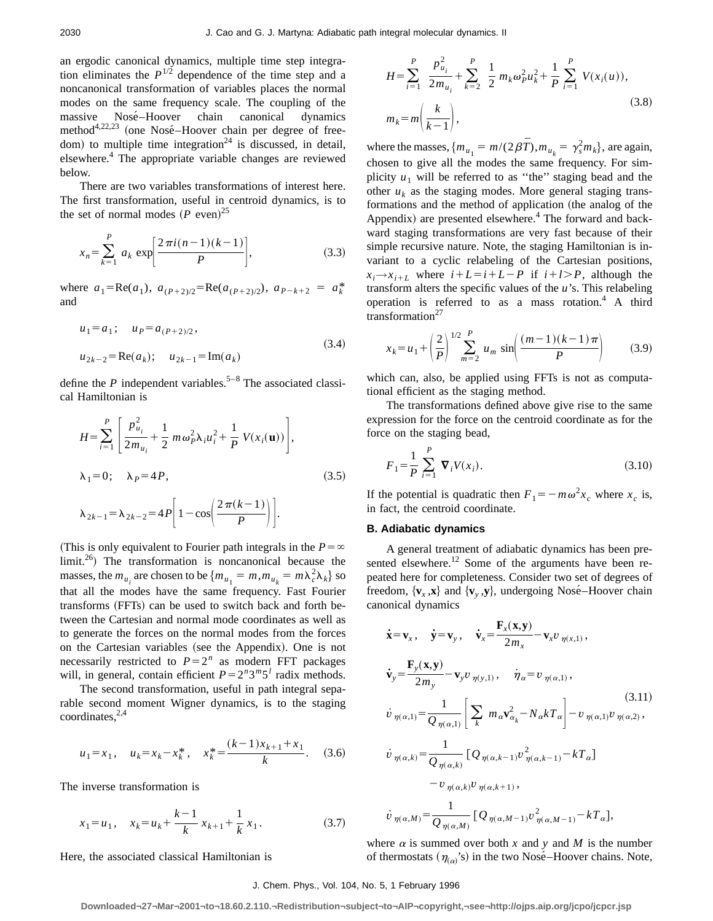an ergodic canonical dynamics, multiple time step integration eliminates the $P^{1/2}$ dependence of the time step and a noncanonical transformation of variables places the normal modes on the same frequency scale. The coupling of the massive Nosé–Hoover chain canonical dynamics method[4,22,23] (one Nosé–Hoover chain per degree of freedom) to multiple time integration[24] is discussed, in detail, elsewhere.[4] The appropriate variable changes are reviewed below.

There are two variables transformations of interest here. The first transformation, useful in centroid dynamics, is to the set of normal modes ($P$ even)[25]

$$x_n = \sum_{k=1}^{P} a_k \exp\left[\frac{2\pi i(n-1)(k-1)}{P}\right], \tag{3.3}$$

where $a_1 = \mathrm{Re}(a_1)$, $a_{(P+2)/2} = \mathrm{Re}(a_{(P+2)/2})$, $a_{P-k+2} = a_k^*$ and

$$\begin{aligned} &u_1 = a_1; \quad u_P = a_{(P+2)/2}, \\ &u_{2k-2} = \mathrm{Re}(a_k); \quad u_{2k-1} = \mathrm{Im}(a_k) \end{aligned} \tag{3.4}$$

define the $P$ independent variables.[5–8] The associated classical Hamiltonian is

$$\begin{aligned} &H = \sum_{i=1}^{P}\left[\frac{p_{u_i}^2}{2m_{u_i}} + \frac{1}{2} m\omega_P^2 \lambda_i u_i^2 + \frac{1}{P} V(x_i(\mathbf{u}))\right], \\ &\lambda_1 = 0; \quad \lambda_P = 4P, \\ &\lambda_{2k-1} = \lambda_{2k-2} = 4P\left[1 - \cos\left(\frac{2\pi(k-1)}{P}\right)\right]. \end{aligned} \tag{3.5}$$

(This is only equivalent to Fourier path integrals in the $P=\infty$ limit.[26]) The transformation is noncanonical because the masses, the $m_{u_i}$ are chosen to be $\{m_{u_1} = m, m_{u_k} = m\lambda_c^2 \lambda_k\}$ so that all the modes have the same frequency. Fast Fourier transforms (FFTs) can be used to switch back and forth between the Cartesian and normal mode coordinates as well as to generate the forces on the normal modes from the forces on the Cartesian variables (see the Appendix). One is not necessarily restricted to $P=2^n$ as modern FFT packages will, in general, contain efficient $P=2^n 3^m 5^l$ radix methods.

The second transformation, useful in path integral separable second moment Wigner dynamics, is to the staging coordinates,[2,4]

$$u_1 = x_1, \quad u_k = x_k - x_k^*, \quad x_k^* = \frac{(k-1)x_{k+1} + x_1}{k}. \tag{3.6}$$

The inverse transformation is

$$x_1 = u_1, \quad x_k = u_k + \frac{k-1}{k} x_{k+1} + \frac{1}{k} x_1. \tag{3.7}$$

Here, the associated classical Hamiltonian is

$$\begin{aligned} &H = \sum_{i=1}^{P} \frac{p_{u_i}^2}{2m_{u_i}} + \sum_{k=2}^{P} \frac{1}{2} m_k \omega_P^2 u_k^2 + \frac{1}{P}\sum_{i=1}^{P} V(x_i(u)), \\ &m_k = m\left(\frac{k}{k-1}\right), \end{aligned} \tag{3.8}$$

where the masses, $\{m_{u_1} = m/(2\beta\bar{T}), m_{u_k} = \gamma_s^2 m_k\}$, are again, chosen to give all the modes the same frequency. For simplicity $u_1$ will be referred to as "the" staging bead and the other $u_k$ as the staging modes. More general staging transformations and the method of application (the analog of the Appendix) are presented elsewhere.[4] The forward and backward staging transformations are very fast because of their simple recursive nature. Note, the staging Hamiltonian is invariant to a cyclic relabeling of the Cartesian positions, $x_i \to x_{i+L}$ where $i+L = i+L-P$ if $i+l>P$, although the transform alters the specific values of the $u$'s. This relabeling operation is referred to as a mass rotation.[4] A third transformation[27]

$$x_k = u_1 + \left(\frac{2}{P}\right)^{1/2} \sum_{m=2}^{P} u_m \sin\left(\frac{(m-1)(k-1)\pi}{P}\right) \tag{3.9}$$

which can, also, be applied using FFTs is not as computational efficient as the staging method.

The transformations defined above give rise to the same expression for the force on the centroid coordinate as for the force on the staging bead,

$$F_1 = \frac{1}{P}\sum_{i=1}^{P} \boldsymbol{\nabla}_i V(x_i). \tag{3.10}$$

If the potential is quadratic then $F_1 = -m\omega^2 x_c$ where $x_c$ is, in fact, the centroid coordinate.

### B. Adiabatic dynamics

A general treatment of adiabatic dynamics has been presented elsewhere.[12] Some of the arguments have been repeated here for completeness. Consider two set of degrees of freedom, $\{\mathbf{v}_x, \mathbf{x}\}$ and $\{\mathbf{v}_y, \mathbf{y}\}$, undergoing Nosé–Hoover chain canonical dynamics

$$\begin{aligned} &\dot{\mathbf{x}} = \mathbf{v}_x, \quad \dot{\mathbf{y}} = \mathbf{v}_y, \quad \dot{\mathbf{v}}_x = \frac{\mathbf{F}_x(\mathbf{x},\mathbf{y})}{2m_x} - \mathbf{v}_x v_{\eta(x,1)}, \\ &\dot{\mathbf{v}}_y = \frac{\mathbf{F}_y(\mathbf{x},\mathbf{y})}{2m_y} - \mathbf{v}_y v_{\eta(y,1)}, \quad \dot{\eta}_\alpha = v_{\eta(\alpha,1)}, \\ &\dot{v}_{\eta(\alpha,1)} = \frac{1}{Q_{\eta(\alpha,1)}}\left[\sum_k m_\alpha \mathbf{v}_{\alpha_k}^2 - N_\alpha k T_\alpha\right] - v_{\eta(\alpha,1)} v_{\eta(\alpha,2)}, \\ &\dot{v}_{\eta(\alpha,k)} = \frac{1}{Q_{\eta(\alpha,k)}}\left[Q_{\eta(\alpha,k-1)} v_{\eta(\alpha,k-1)}^2 - kT_\alpha\right] \\ &\qquad - v_{\eta(\alpha,k)} v_{\eta(\alpha,k+1)}, \\ &\dot{v}_{\eta(\alpha,M)} = \frac{1}{Q_{\eta(\alpha,M)}}\left[Q_{\eta(\alpha,M-1)} v_{\eta(\alpha,M-1)}^2 - kT_\alpha\right], \end{aligned} \tag{3.11}$$

where $\alpha$ is summed over both $x$ and $y$ and $M$ is the number of thermostats ($\eta_{(\alpha)}$'s) in the two Nosé–Hoover chains. Note,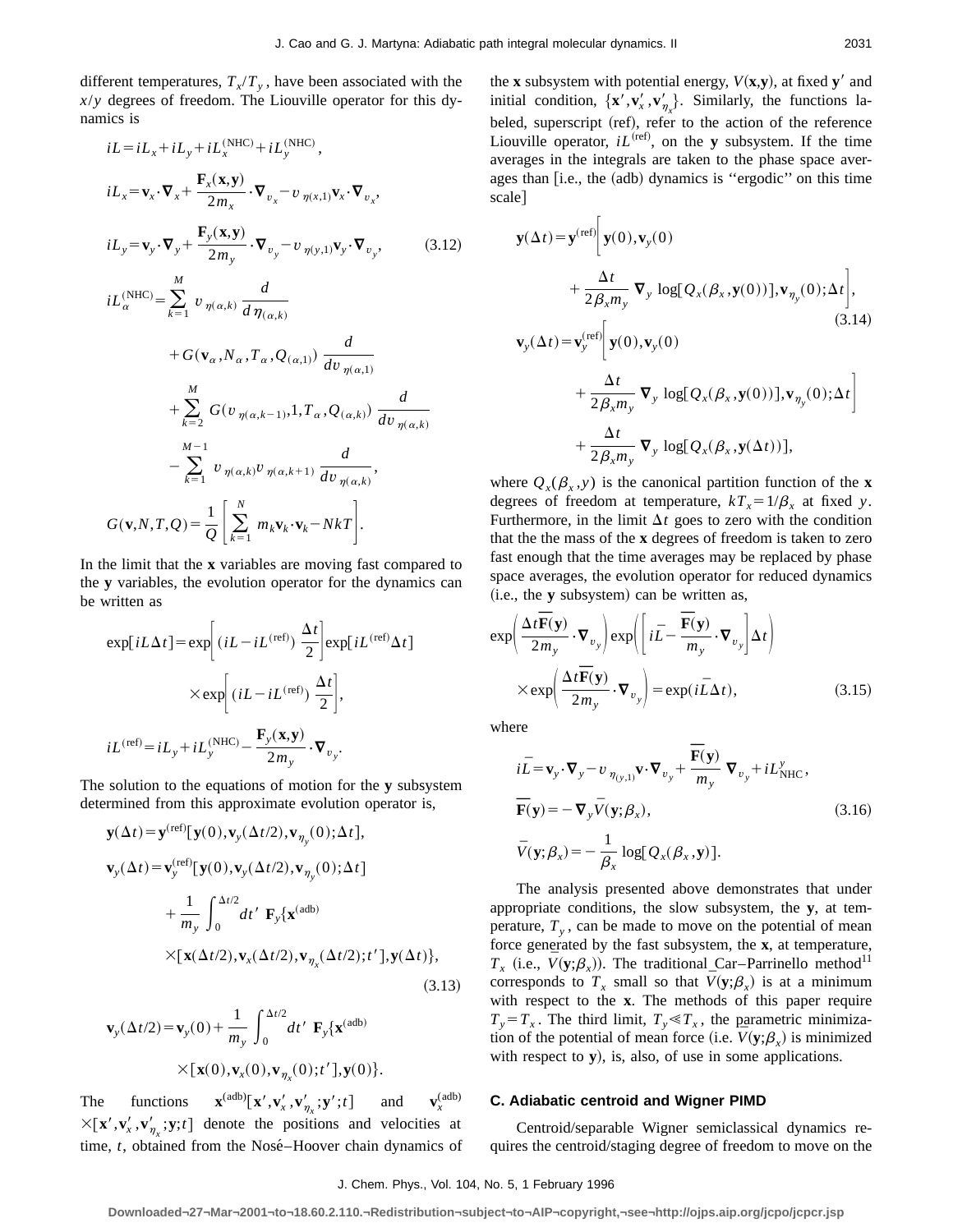different temperatures, $T_x/T_y$, have been associated with the $x/y$ degrees of freedom. The Liouville operator for this dynamics is

$$
\begin{aligned}
iL &= iL_x + iL_y + iL_x^{(\mathrm{NHC})} + iL_y^{(\mathrm{NHC})}, \\
iL_x &= \mathbf{v}_x \cdot \boldsymbol{\nabla}_x + \frac{\mathbf{F}_x(\mathbf{x},\mathbf{y})}{2m_x} \cdot \boldsymbol{\nabla}_{v_x} - v_{\eta(x,1)} \mathbf{v}_x \cdot \boldsymbol{\nabla}_{v_x}, \\
iL_y &= \mathbf{v}_y \cdot \boldsymbol{\nabla}_y + \frac{\mathbf{F}_y(\mathbf{x},\mathbf{y})}{2m_y} \cdot \boldsymbol{\nabla}_{v_y} - v_{\eta(y,1)} \mathbf{v}_y \cdot \boldsymbol{\nabla}_{v_y}, \qquad (3.12) \\
iL_\alpha^{(\mathrm{NHC})} &= \sum_{k=1}^{M} v_{\eta(\alpha,k)} \frac{d}{d\eta_{(\alpha,k)}} \\
&\quad + G(\mathbf{v}_\alpha, N_\alpha, T_\alpha, Q_{(\alpha,1)}) \frac{d}{dv_{\eta(\alpha,1)}} \\
&\quad + \sum_{k=2}^{M} G(v_{\eta(\alpha,k-1)}, 1, T_\alpha, Q_{(\alpha,k)}) \frac{d}{dv_{\eta(\alpha,k)}} \\
&\quad - \sum_{k=1}^{M-1} v_{\eta(\alpha,k)} v_{\eta(\alpha,k+1)} \frac{d}{dv_{\eta(\alpha,k)}}, \\
G(\mathbf{v},N,T,Q) &= \frac{1}{Q}\left[\sum_{k=1}^{N} m_k \mathbf{v}_k \cdot \mathbf{v}_k - NkT\right].
\end{aligned}
$$

In the limit that the **x** variables are moving fast compared to the **y** variables, the evolution operator for the dynamics can be written as

$$
\begin{aligned}
\exp[iL\Delta t] &= \exp\left[(iL - iL^{(\mathrm{ref})})\frac{\Delta t}{2}\right]\exp[iL^{(\mathrm{ref})}\Delta t] \\
&\quad \times \exp\left[(iL - iL^{(\mathrm{ref})})\frac{\Delta t}{2}\right], \\
iL^{(\mathrm{ref})} &= iL_y + iL_y^{(\mathrm{NHC})} - \frac{\mathbf{F}_y(\mathbf{x},\mathbf{y})}{2m_y} \cdot \boldsymbol{\nabla}_{v_y}.
\end{aligned}
$$

The solution to the equations of motion for the **y** subsystem determined from this approximate evolution operator is,

$$
\begin{aligned}
\mathbf{y}(\Delta t) &= \mathbf{y}^{(\mathrm{ref})}[\mathbf{y}(0), \mathbf{v}_y(\Delta t/2), \mathbf{v}_{\eta_y}(0); \Delta t], \\
\mathbf{v}_y(\Delta t) &= \mathbf{v}_y^{(\mathrm{ref})}[\mathbf{y}(0), \mathbf{v}_y(\Delta t/2), \mathbf{v}_{\eta_y}(0); \Delta t] \\
&\quad + \frac{1}{m_y}\int_0^{\Delta t/2} dt'\ \mathbf{F}_y\{\mathbf{x}^{(\mathrm{adb})} \\
&\quad \times [\mathbf{x}(\Delta t/2), \mathbf{v}_x(\Delta t/2), \mathbf{v}_{\eta_x}(\Delta t/2); t'], \mathbf{y}(\Delta t)\}, \qquad (3.13)
\end{aligned}
$$

$$
\begin{aligned}
\mathbf{v}_y(\Delta t/2) &= \mathbf{v}_y(0) + \frac{1}{m_y}\int_0^{\Delta t/2} dt'\ \mathbf{F}_y\{\mathbf{x}^{(\mathrm{adb})} \\
&\quad \times [\mathbf{x}(0), \mathbf{v}_x(0), \mathbf{v}_{\eta_x}(0); t'], \mathbf{y}(0)\}.
\end{aligned}
$$

The functions $\mathbf{x}^{(\mathrm{adb})}[\mathbf{x}', \mathbf{v}_x', \mathbf{v}_{\eta_x}'; \mathbf{y}'; t]$ and $\mathbf{v}_x^{(\mathrm{adb})} \times [\mathbf{x}', \mathbf{v}_x', \mathbf{v}_{\eta_x}'; \mathbf{y}; t]$ denote the positions and velocities at time, $t$, obtained from the Nosé–Hoover chain dynamics of the **x** subsystem with potential energy, $V(\mathbf{x},\mathbf{y})$, at fixed $\mathbf{y}'$ and initial condition, $\{\mathbf{x}', \mathbf{v}_x', \mathbf{v}_{\eta_x}'\}$. Similarly, the functions labeled, superscript (ref), refer to the action of the reference Liouville operator, $iL^{(\mathrm{ref})}$, on the **y** subsystem. If the time averages in the integrals are taken to the phase space averages than [i.e., the (adb) dynamics is "ergodic" on this time scale]

$$
\begin{aligned}
\mathbf{y}(\Delta t) &= \mathbf{y}^{(\mathrm{ref})}\Bigg[\mathbf{y}(0), \mathbf{v}_y(0) \\
&\quad + \frac{\Delta t}{2\beta_x m_y} \boldsymbol{\nabla}_y \log[Q_x(\beta_x, \mathbf{y}(0))], \mathbf{v}_{\eta_y}(0); \Delta t\Bigg], \qquad (3.14) \\
\mathbf{v}_y(\Delta t) &= \mathbf{v}_y^{(\mathrm{ref})}\Bigg[\mathbf{y}(0), \mathbf{v}_y(0) \\
&\quad + \frac{\Delta t}{2\beta_x m_y} \boldsymbol{\nabla}_y \log[Q_x(\beta_x, \mathbf{y}(0))], \mathbf{v}_{\eta_y}(0); \Delta t\Bigg] \\
&\quad + \frac{\Delta t}{2\beta_x m_y} \boldsymbol{\nabla}_y \log[Q_x(\beta_x, \mathbf{y}(\Delta t))],
\end{aligned}
$$

where $Q_x(\beta_x, y)$ is the canonical partition function of the **x** degrees of freedom at temperature, $kT_x = 1/\beta_x$ at fixed $y$. Furthermore, in the limit $\Delta t$ goes to zero with the condition that the the mass of the **x** degrees of freedom is taken to zero fast enough that the time averages may be replaced by phase space averages, the evolution operator for reduced dynamics (i.e., the **y** subsystem) can be written as,

$$
\begin{aligned}
&\exp\left(\frac{\Delta t \bar{\mathbf{F}}(\mathbf{y})}{2m_y} \cdot \boldsymbol{\nabla}_{v_y}\right) \exp\left(\left[i\bar{L} - \frac{\bar{\mathbf{F}}(\mathbf{y})}{m_y} \cdot \boldsymbol{\nabla}_{v_y}\right]\Delta t\right) \\
&\quad \times \exp\left(\frac{\Delta t \bar{\mathbf{F}}(\mathbf{y})}{2m_y} \cdot \boldsymbol{\nabla}_{v_y}\right) = \exp(i\bar{L}\Delta t), \qquad (3.15)
\end{aligned}
$$

where

$$
\begin{aligned}
i\bar{L} &= \mathbf{v}_y \cdot \boldsymbol{\nabla}_y - v_{\eta_{(y,1)}} \mathbf{v} \cdot \boldsymbol{\nabla}_{v_y} + \frac{\bar{\mathbf{F}}(\mathbf{y})}{m_y} \boldsymbol{\nabla}_{v_y} + iL_{\mathrm{NHC}}^{y}, \\
\bar{\mathbf{F}}(\mathbf{y}) &= -\boldsymbol{\nabla}_y \bar{V}(\mathbf{y}; \beta_x), \qquad (3.16) \\
\bar{V}(\mathbf{y}; \beta_x) &= -\frac{1}{\beta_x} \log[Q_x(\beta_x, \mathbf{y})].
\end{aligned}
$$

The analysis presented above demonstrates that under appropriate conditions, the slow subsystem, the **y**, at temperature, $T_y$, can be made to move on the potential of mean force generated by the fast subsystem, the **x**, at temperature, $T_x$ (i.e., $\bar{V}(\mathbf{y}; \beta_x)$). The traditional Car–Parrinello method[11] corresponds to $T_x$ small so that $\bar{V}(\mathbf{y}; \beta_x)$ is at a minimum with respect to the **x**. The methods of this paper require $T_y = T_x$. The third limit, $T_y \ll T_x$, the parametric minimization of the potential of mean force (i.e. $\bar{V}(\mathbf{y}; \beta_x)$ is minimized with respect to **y**), is, also, of use in some applications.

### C. Adiabatic centroid and Wigner PIMD

Centroid/separable Wigner semiclassical dynamics requires the centroid/staging degree of freedom to move on the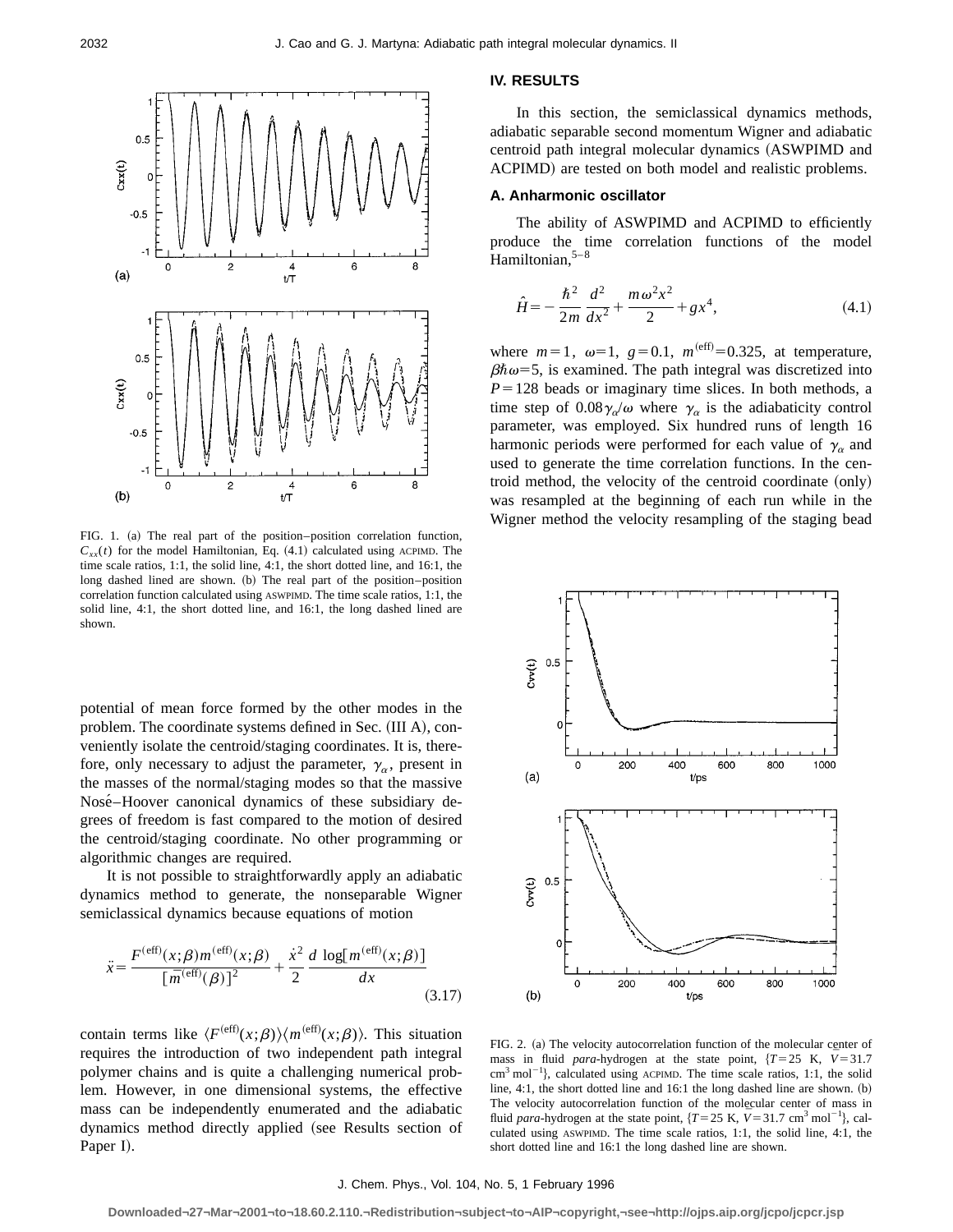potential of mean force formed by the other modes in the problem. The coordinate systems defined in Sec. (III A), conveniently isolate the centroid/staging coordinates. It is, therefore, only necessary to adjust the parameter, $\gamma_\alpha$, present in the masses of the normal/staging modes so that the massive Nosé–Hoover canonical dynamics of these subsidiary degrees of freedom is fast compared to the motion of desired the centroid/staging coordinate. No other programming or algorithmic changes are required.

It is not possible to straightforwardly apply an adiabatic dynamics method to generate, the nonseparable Wigner semiclassical dynamics because equations of motion

$$\ddot{x} = \frac{F^{(\mathrm{eff})}(x;\beta)m^{(\mathrm{eff})}(x;\beta)}{[\bar{m}^{(\mathrm{eff})}(\beta)]^2} + \frac{\dot{x}^2}{2}\,\frac{d\,\log[m^{(\mathrm{eff})}(x;\beta)]}{dx} \tag{3.17}$$

contain terms like $\langle F^{(\mathrm{eff})}(x;\beta)\rangle\langle m^{(\mathrm{eff})}(x;\beta)\rangle$. This situation requires the introduction of two independent path integral polymer chains and is quite a challenging numerical problem. However, in one dimensional systems, the effective mass can be independently enumerated and the adiabatic dynamics method directly applied (see Results section of Paper I).

FIG. 1. (a) The real part of the position–position correlation function, $C_{xx}(t)$ for the model Hamiltonian, Eq. (4.1) calculated using ACPIMD. The time scale ratios, 1:1, the solid line, 4:1, the short dotted line, and 16:1, the long dashed lined are shown. (b) The real part of the position–position correlation function calculated using ASWPIMD. The time scale ratios, 1:1, the solid line, 4:1, the short dotted line, and 16:1, the long dashed lined are shown.

## IV. RESULTS

In this section, the semiclassical dynamics methods, adiabatic separable second momentum Wigner and adiabatic centroid path integral molecular dynamics (ASWPIMD and ACPIMD) are tested on both model and realistic problems.

### A. Anharmonic oscillator

The ability of ASWPIMD and ACPIMD to efficiently produce the time correlation functions of the model Hamiltonian,[5–8]

$$\hat{H} = -\frac{\hbar^2}{2m}\frac{d^2}{dx^2} + \frac{m\omega^2 x^2}{2} + gx^4, \tag{4.1}$$

where $m=1$, $\omega=1$, $g=0.1$, $m^{(\mathrm{eff})}=0.325$, at temperature, $\beta\hbar\omega=5$, is examined. The path integral was discretized into $P=128$ beads or imaginary time slices. In both methods, a time step of $0.08\gamma_\alpha/\omega$ where $\gamma_\alpha$ is the adiabaticity control parameter, was employed. Six hundred runs of length 16 harmonic periods were performed for each value of $\gamma_\alpha$ and used to generate the time correlation functions. In the centroid method, the velocity of the centroid coordinate (only) was resampled at the beginning of each run while in the Wigner method the velocity resampling of the staging bead

FIG. 2. (a) The velocity autocorrelation function of the molecular center of mass in fluid *para*-hydrogen at the state point, $\{T=25\ \mathrm{K},\ V=31.7\ \mathrm{cm^3\,mol^{-1}}\}$, calculated using ACPIMD. The time scale ratios, 1:1, the solid line, 4:1, the short dotted line and 16:1 the long dashed line are shown. (b) The velocity autocorrelation function of the molecular center of mass in fluid *para*-hydrogen at the state point, $\{T=25\ \mathrm{K},\ V=31.7\ \mathrm{cm^3\,mol^{-1}}\}$, calculated using ASWPIMD. The time scale ratios, 1:1, the solid line, 4:1, the short dotted line and 16:1 the long dashed line are shown.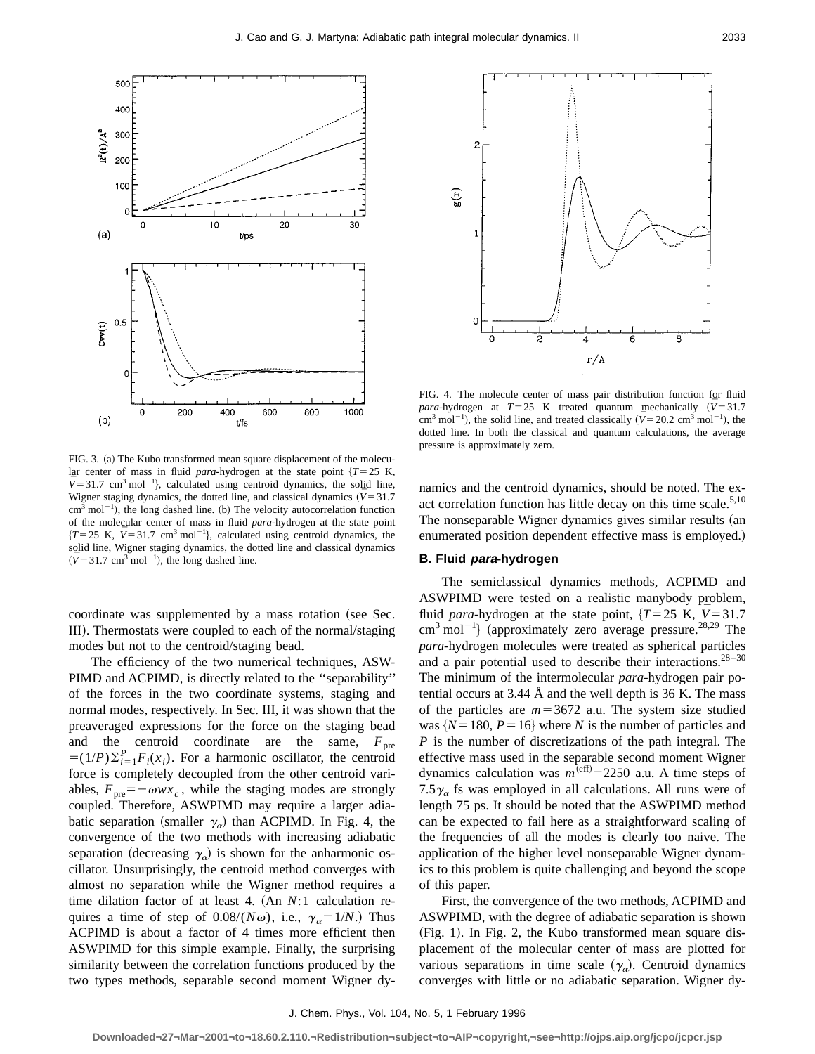FIG. 3. (a) The Kubo transformed mean square displacement of the molecular center of mass in fluid *para*-hydrogen at the state point $\{T=25$ K, $V=31.7$ cm$^3$ mol$^{-1}\}$, calculated using centroid dynamics, the solid line, Wigner staging dynamics, the dotted line, and classical dynamics ($V=31.7$ cm$^3$ mol$^{-1}$), the long dashed line. (b) The velocity autocorrelation function of the molecular center of mass in fluid *para*-hydrogen at the state point $\{T=25$ K, $V=31.7$ cm$^3$ mol$^{-1}\}$, calculated using centroid dynamics, the solid line, Wigner staging dynamics, the dotted line and classical dynamics ($V=31.7$ cm$^3$ mol$^{-1}$), the long dashed line.

coordinate was supplemented by a mass rotation (see Sec. III). Thermostats were coupled to each of the normal/staging modes but not to the centroid/staging bead.

The efficiency of the two numerical techniques, ASWPIMD and ACPIMD, is directly related to the "separability" of the forces in the two coordinate systems, staging and normal modes, respectively. In Sec. III, it was shown that the preaveraged expressions for the force on the staging bead and the centroid coordinate are the same, $F_{\rm pre}=(1/P)\sum_{i=1}^{P}F_i(x_i)$. For a harmonic oscillator, the centroid force is completely decoupled from the other centroid variables, $F_{\rm pre}=-\omega w x_c$, while the staging modes are strongly coupled. Therefore, ASWPIMD may require a larger adiabatic separation (smaller $\gamma_\alpha$) than ACPIMD. In Fig. 4, the convergence of the two methods with increasing adiabatic separation (decreasing $\gamma_\alpha$) is shown for the anharmonic oscillator. Unsurprisingly, the centroid method converges with almost no separation while the Wigner method requires a time dilation factor of at least 4. (An $N$:1 calculation requires a time of step of $0.08/(N\omega)$, i.e., $\gamma_\alpha=1/N$.) Thus ACPIMD is about a factor of 4 times more efficient then ASWPIMD for this simple example. Finally, the surprising similarity between the correlation functions produced by the two types methods, separable second moment Wigner dynamics and the centroid dynamics, should be noted. The exact correlation function has little decay on this time scale.[5,10] The nonseparable Wigner dynamics gives similar results (an enumerated position dependent effective mass is employed.)

FIG. 4. The molecule center of mass pair distribution function for fluid *para*-hydrogen at $T=25$ K treated quantum mechanically ($V=31.7$ cm$^3$ mol$^{-1}$), the solid line, and treated classically ($V=20.2$ cm$^3$ mol$^{-1}$), the dotted line. In both the classical and quantum calculations, the average pressure is approximately zero.

### B. Fluid *para*-hydrogen

The semiclassical dynamics methods, ACPIMD and ASWPIMD were tested on a realistic manybody problem, fluid *para*-hydrogen at the state point, $\{T=25$ K, $V=31.7$ cm$^3$ mol$^{-1}\}$ (approximately zero average pressure.[28,29] The *para*-hydrogen molecules were treated as spherical particles and a pair potential used to describe their interactions.[28–30] The minimum of the intermolecular *para*-hydrogen pair potential occurs at 3.44 Å and the well depth is 36 K. The mass of the particles are $m=3672$ a.u. The system size studied was $\{N=180, P=16\}$ where $N$ is the number of particles and $P$ is the number of discretizations of the path integral. The effective mass used in the separable second moment Wigner dynamics calculation was $m^{\rm (eff)}=2250$ a.u. A time steps of $7.5\gamma_\alpha$ fs was employed in all calculations. All runs were of length 75 ps. It should be noted that the ASWPIMD method can be expected to fail here as a straightforward scaling of the frequencies of all the modes is clearly too naive. The application of the higher level nonseparable Wigner dynamics to this problem is quite challenging and beyond the scope of this paper.

First, the convergence of the two methods, ACPIMD and ASWPIMD, with the degree of adiabatic separation is shown (Fig. 1). In Fig. 2, the Kubo transformed mean square displacement of the molecular center of mass are plotted for various separations in time scale ($\gamma_\alpha$). Centroid dynamics converges with little or no adiabatic separation. Wigner dy-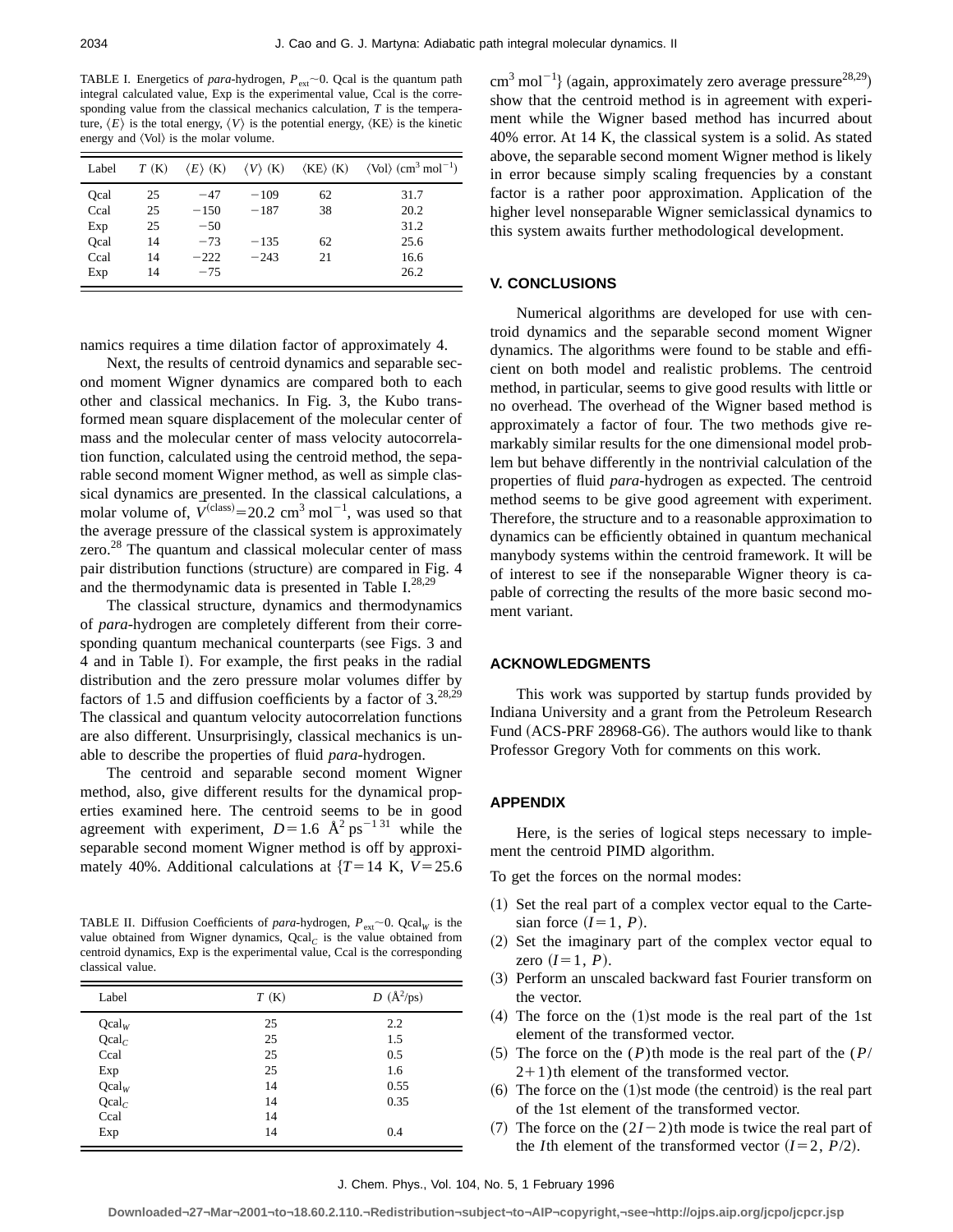TABLE I. Energetics of *para*-hydrogen, $P_{ext}\sim 0$. Qcal is the quantum path integral calculated value, Exp is the experimental value, Ccal is the corresponding value from the classical mechanics calculation, $T$ is the temperature, $\langle E\rangle$ is the total energy, $\langle V\rangle$ is the potential energy, $\langle KE\rangle$ is the kinetic energy and $\langle Vol\rangle$ is the molar volume.

| Label | $T$ (K) | $\langle E\rangle$ (K) | $\langle V\rangle$ (K) | $\langle KE\rangle$ (K) | $\langle Vol\rangle$ (cm$^3$ mol$^{-1}$) |
|---|---|---|---|---|---|
| Qcal | 25 | −47 | −109 | 62 | 31.7 |
| Ccal | 25 | −150 | −187 | 38 | 20.2 |
| Exp | 25 | −50 | | | 31.2 |
| Qcal | 14 | −73 | −135 | 62 | 25.6 |
| Ccal | 14 | −222 | −243 | 21 | 16.6 |
| Exp | 14 | −75 | | | 26.2 |

namics requires a time dilation factor of approximately 4.

Next, the results of centroid dynamics and separable second moment Wigner dynamics are compared both to each other and classical mechanics. In Fig. 3, the Kubo transformed mean square displacement of the molecular center of mass and the molecular center of mass velocity autocorrelation function, calculated using the centroid method, the separable second moment Wigner method, as well as simple classical dynamics are presented. In the classical calculations, a molar volume of, $\bar{V}^{(\mathrm{class})}=20.2$ cm$^3$ mol$^{-1}$, was used so that the average pressure of the classical system is approximately zero.[28] The quantum and classical molecular center of mass pair distribution functions (structure) are compared in Fig. 4 and the thermodynamic data is presented in Table I.[28,29]

The classical structure, dynamics and thermodynamics of *para*-hydrogen are completely different from their corresponding quantum mechanical counterparts (see Figs. 3 and 4 and in Table I). For example, the first peaks in the radial distribution and the zero pressure molar volumes differ by factors of 1.5 and diffusion coefficients by a factor of 3.[28,29] The classical and quantum velocity autocorrelation functions are also different. Unsurprisingly, classical mechanics is unable to describe the properties of fluid *para*-hydrogen.

The centroid and separable second moment Wigner method, also, give different results for the dynamical properties examined here. The centroid seems to be in good agreement with experiment, $D=1.6$ Å$^2$ ps$^{-1}$ [31] while the separable second moment Wigner method is off by approximately 40%. Additional calculations at $\{T=14$ K, $V=25.6$ cm$^3$ mol$^{-1}\}$ (again, approximately zero average pressure[28,29]) show that the centroid method is in agreement with experiment while the Wigner based method has incurred about 40% error. At 14 K, the classical system is a solid. As stated above, the separable second moment Wigner method is likely in error because simply scaling frequencies by a constant factor is a rather poor approximation. Application of the higher level nonseparable Wigner semiclassical dynamics to this system awaits further methodological development.

TABLE II. Diffusion Coefficients of *para*-hydrogen, $P_{ext}\sim 0$. Qcal$_W$ is the value obtained from Wigner dynamics, Qcal$_C$ is the value obtained from centroid dynamics, Exp is the experimental value, Ccal is the corresponding classical value.

| Label | $T$ (K) | $D$ (Å$^2$/ps) |
|---|---|---|
| Qcal$_W$ | 25 | 2.2 |
| Qcal$_C$ | 25 | 1.5 |
| Ccal | 25 | 0.5 |
| Exp | 25 | 1.6 |
| Qcal$_W$ | 14 | 0.55 |
| Qcal$_C$ | 14 | 0.35 |
| Ccal | 14 | |
| Exp | 14 | 0.4 |

## V. CONCLUSIONS

Numerical algorithms are developed for use with centroid dynamics and the separable second moment Wigner dynamics. The algorithms were found to be stable and efficient on both model and realistic problems. The centroid method, in particular, seems to give good results with little or no overhead. The overhead of the Wigner based method is approximately a factor of four. The two methods give remarkably similar results for the one dimensional model problem but behave differently in the nontrivial calculation of the properties of fluid *para*-hydrogen as expected. The centroid method seems to be give good agreement with experiment. Therefore, the structure and to a reasonable approximation to dynamics can be efficiently obtained in quantum mechanical manybody systems within the centroid framework. It will be of interest to see if the nonseparable Wigner theory is capable of correcting the results of the more basic second moment variant.

## ACKNOWLEDGMENTS

This work was supported by startup funds provided by Indiana University and a grant from the Petroleum Research Fund (ACS-PRF 28968-G6). The authors would like to thank Professor Gregory Voth for comments on this work.

## APPENDIX

Here, is the series of logical steps necessary to implement the centroid PIMD algorithm.

To get the forces on the normal modes:

(1) Set the real part of a complex vector equal to the Cartesian force $(I=1,\,P)$.
(2) Set the imaginary part of the complex vector equal to zero $(I=1,\,P)$.
(3) Perform an unscaled backward fast Fourier transform on the vector.
(4) The force on the (1)st mode is the real part of the 1st element of the transformed vector.
(5) The force on the $(P)$th mode is the real part of the $(P/2+1)$th element of the transformed vector.
(6) The force on the (1)st mode (the centroid) is the real part of the 1st element of the transformed vector.
(7) The force on the $(2I-2)$th mode is twice the real part of the $I$th element of the transformed vector $(I=2,\,P/2)$.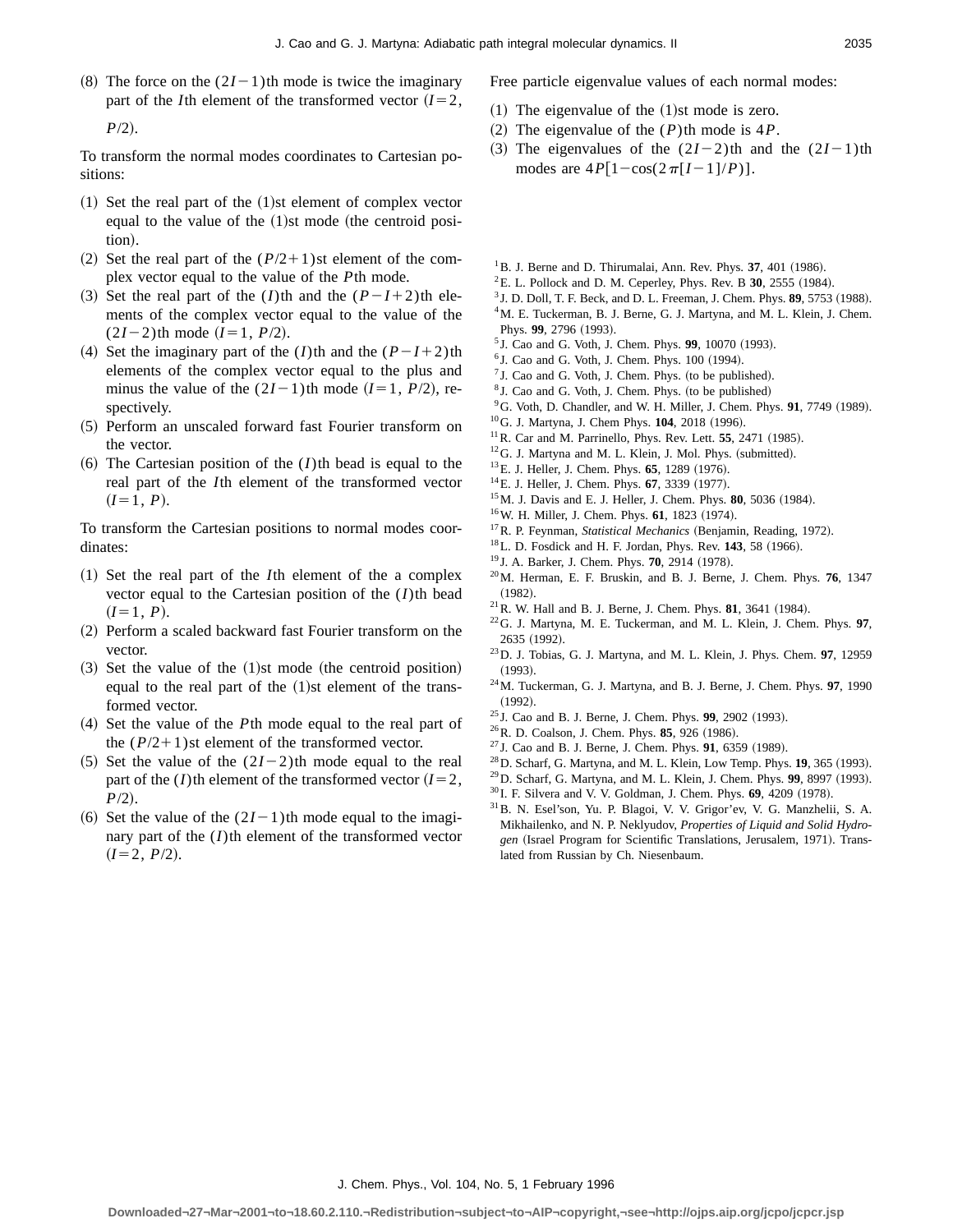(8) The force on the $(2I-1)$th mode is twice the imaginary part of the $I$th element of the transformed vector $(I=2, P/2)$.

To transform the normal modes coordinates to Cartesian positions:

(1) Set the real part of the (1)st element of complex vector equal to the value of the (1)st mode (the centroid position).
(2) Set the real part of the $(P/2+1)$st element of the complex vector equal to the value of the $P$th mode.
(3) Set the real part of the $(I)$th and the $(P-I+2)$th elements of the complex vector equal to the value of the $(2I-2)$th mode $(I=1, P/2)$.
(4) Set the imaginary part of the $(I)$th and the $(P-I+2)$th elements of the complex vector equal to the plus and minus the value of the $(2I-1)$th mode $(I=1, P/2)$, respectively.
(5) Perform an unscaled forward fast Fourier transform on the vector.
(6) The Cartesian position of the $(I)$th bead is equal to the real part of the $I$th element of the transformed vector $(I=1, P)$.

To transform the Cartesian positions to normal modes coordinates:

(1) Set the real part of the $I$th element of the a complex vector equal to the Cartesian position of the $(I)$th bead $(I=1, P)$.
(2) Perform a scaled backward fast Fourier transform on the vector.
(3) Set the value of the (1)st mode (the centroid position) equal to the real part of the (1)st element of the transformed vector.
(4) Set the value of the $P$th mode equal to the real part of the $(P/2+1)$st element of the transformed vector.
(5) Set the value of the $(2I-2)$th mode equal to the real part of the $(I)$th element of the transformed vector $(I=2, P/2)$.
(6) Set the value of the $(2I-1)$th mode equal to the imaginary part of the $(I)$th element of the transformed vector $(I=2, P/2)$.

Free particle eigenvalue values of each normal modes:

(1) The eigenvalue of the (1)st mode is zero.
(2) The eigenvalue of the $(P)$th mode is $4P$.
(3) The eigenvalues of the $(2I-2)$th and the $(2I-1)$th modes are $4P[1-\cos(2\pi[I-1]/P)]$.

[1] B. J. Berne and D. Thirumalai, Ann. Rev. Phys. **37**, 401 (1986).
[2] E. L. Pollock and D. M. Ceperley, Phys. Rev. B **30**, 2555 (1984).
[3] J. D. Doll, T. F. Beck, and D. L. Freeman, J. Chem. Phys. **89**, 5753 (1988).
[4] M. E. Tuckerman, B. J. Berne, G. J. Martyna, and M. L. Klein, J. Chem. Phys. **99**, 2796 (1993).
[5] J. Cao and G. Voth, J. Chem. Phys. **99**, 10070 (1993).
[6] J. Cao and G. Voth, J. Chem. Phys. 100 (1994).
[7] J. Cao and G. Voth, J. Chem. Phys. (to be published).
[8] J. Cao and G. Voth, J. Chem. Phys. (to be published)
[9] G. Voth, D. Chandler, and W. H. Miller, J. Chem. Phys. **91**, 7749 (1989).
[10] G. J. Martyna, J. Chem Phys. **104**, 2018 (1996).
[11] R. Car and M. Parrinello, Phys. Rev. Lett. **55**, 2471 (1985).
[12] G. J. Martyna and M. L. Klein, J. Mol. Phys. (submitted).
[13] E. J. Heller, J. Chem. Phys. **65**, 1289 (1976).
[14] E. J. Heller, J. Chem. Phys. **67**, 3339 (1977).
[15] M. J. Davis and E. J. Heller, J. Chem. Phys. **80**, 5036 (1984).
[16] W. H. Miller, J. Chem. Phys. **61**, 1823 (1974).
[17] R. P. Feynman, *Statistical Mechanics* (Benjamin, Reading, 1972).
[18] L. D. Fosdick and H. F. Jordan, Phys. Rev. **143**, 58 (1966).
[19] J. A. Barker, J. Chem. Phys. **70**, 2914 (1978).
[20] M. Herman, E. F. Bruskin, and B. J. Berne, J. Chem. Phys. **76**, 1347 (1982).
[21] R. W. Hall and B. J. Berne, J. Chem. Phys. **81**, 3641 (1984).
[22] G. J. Martyna, M. E. Tuckerman, and M. L. Klein, J. Chem. Phys. **97**, 2635 (1992).
[23] D. J. Tobias, G. J. Martyna, and M. L. Klein, J. Phys. Chem. **97**, 12959 (1993).
[24] M. Tuckerman, G. J. Martyna, and B. J. Berne, J. Chem. Phys. **97**, 1990 (1992).
[25] J. Cao and B. J. Berne, J. Chem. Phys. **99**, 2902 (1993).
[26] R. D. Coalson, J. Chem. Phys. **85**, 926 (1986).
[27] J. Cao and B. J. Berne, J. Chem. Phys. **91**, 6359 (1989).
[28] D. Scharf, G. Martyna, and M. L. Klein, Low Temp. Phys. **19**, 365 (1993).
[29] D. Scharf, G. Martyna, and M. L. Klein, J. Chem. Phys. **99**, 8997 (1993).
[30] I. F. Silvera and V. V. Goldman, J. Chem. Phys. **69**, 4209 (1978).
[31] B. N. Esel'son, Yu. P. Blagoi, V. V. Grigor'ev, V. G. Manzhelii, S. A. Mikhailenko, and N. P. Neklyudov, *Properties of Liquid and Solid Hydrogen* (Israel Program for Scientific Translations, Jerusalem, 1971). Translated from Russian by Ch. Niesenbaum.